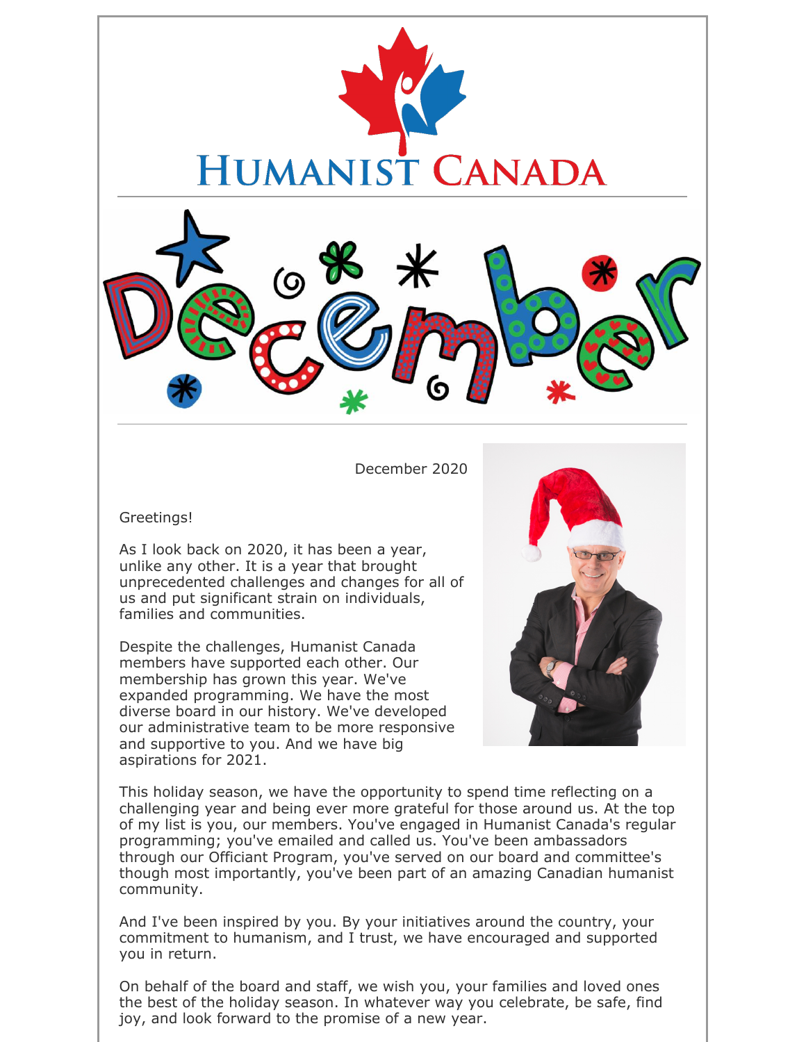# Humanist Canada

December

December 2020

Greetings!

As I look back on 2020, it has been a year, unlike any other. It is a year that brought unprecedented challenges and changes for all of us and put significant strain on individuals, families and communities.

Despite the challenges, Humanist Canada members have supported each other. Our membership has grown this year. We've expanded programming. We have the most diverse board in our history. We've developed our administrative team to be more responsive and supportive to you. And we have big aspirations for 2021.

This holiday season, we have the opportunity to spend time reflecting on a challenging year and being ever more grateful for those around us. At the top of my list is you, our members. You've engaged in Humanist Canada's regular programming; you've emailed and called us. You've been ambassadors through our Officiant Program, you've served on our board and committee's though most importantly, you've been part of an amazing Canadian humanist community.

And I've been inspired by you. By your initiatives around the country, your commitment to humanism, and I trust, we have encouraged and supported you in return.

On behalf of the board and staff, we wish you, your families and loved ones the best of the holiday season. In whatever way you celebrate, be safe, find joy, and look forward to the promise of a new year.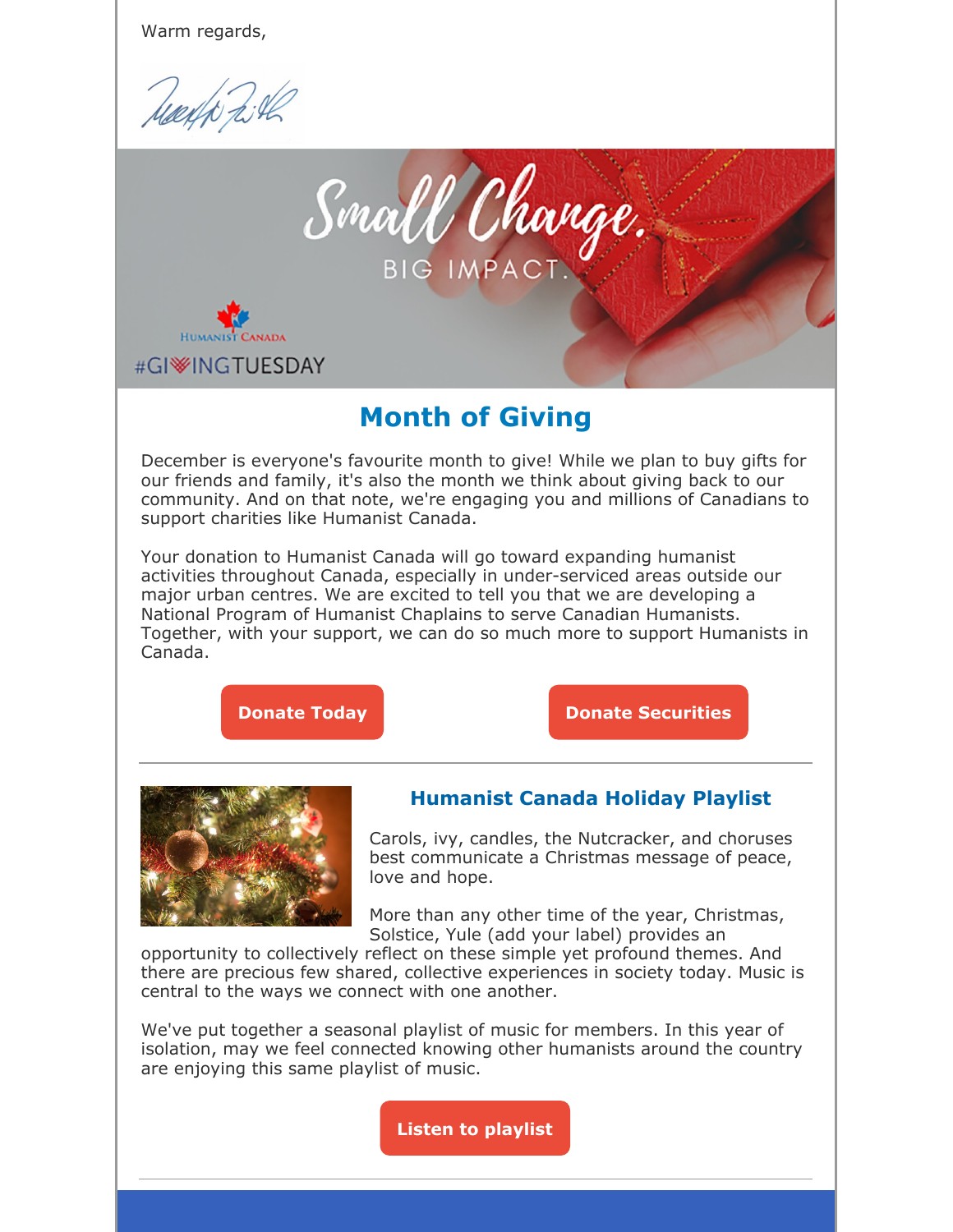Warm regards,

Small Change. BIG IMPACT.

HUMANIST CANADA

#GIVINGTUESDAY

## Month of Giving

December is everyone's favourite month to give! While we plan to buy gifts for our friends and family, it's also the month we think about giving back to our community. And on that note, we're engaging you and millions of Canadians to support charities like Humanist Canada.

Your donation to Humanist Canada will go toward expanding humanist activities throughout Canada, especially in under-serviced areas outside our major urban centres. We are excited to tell you that we are developing a National Program of Humanist Chaplains to serve Canadian Humanists. Together, with your support, we can do so much more to support Humanists in Canada.

**Donate Today** **Donate Securities**

---

### Humanist Canada Holiday Playlist

Carols, ivy, candles, the Nutcracker, and choruses best communicate a Christmas message of peace, love and hope.

More than any other time of the year, Christmas, Solstice, Yule (add your label) provides an opportunity to collectively reflect on these simple yet profound themes. And there are precious few shared, collective experiences in society today. Music is central to the ways we connect with one another.

We've put together a seasonal playlist of music for members. In this year of isolation, may we feel connected knowing other humanists around the country are enjoying this same playlist of music.

**Listen to playlist**

---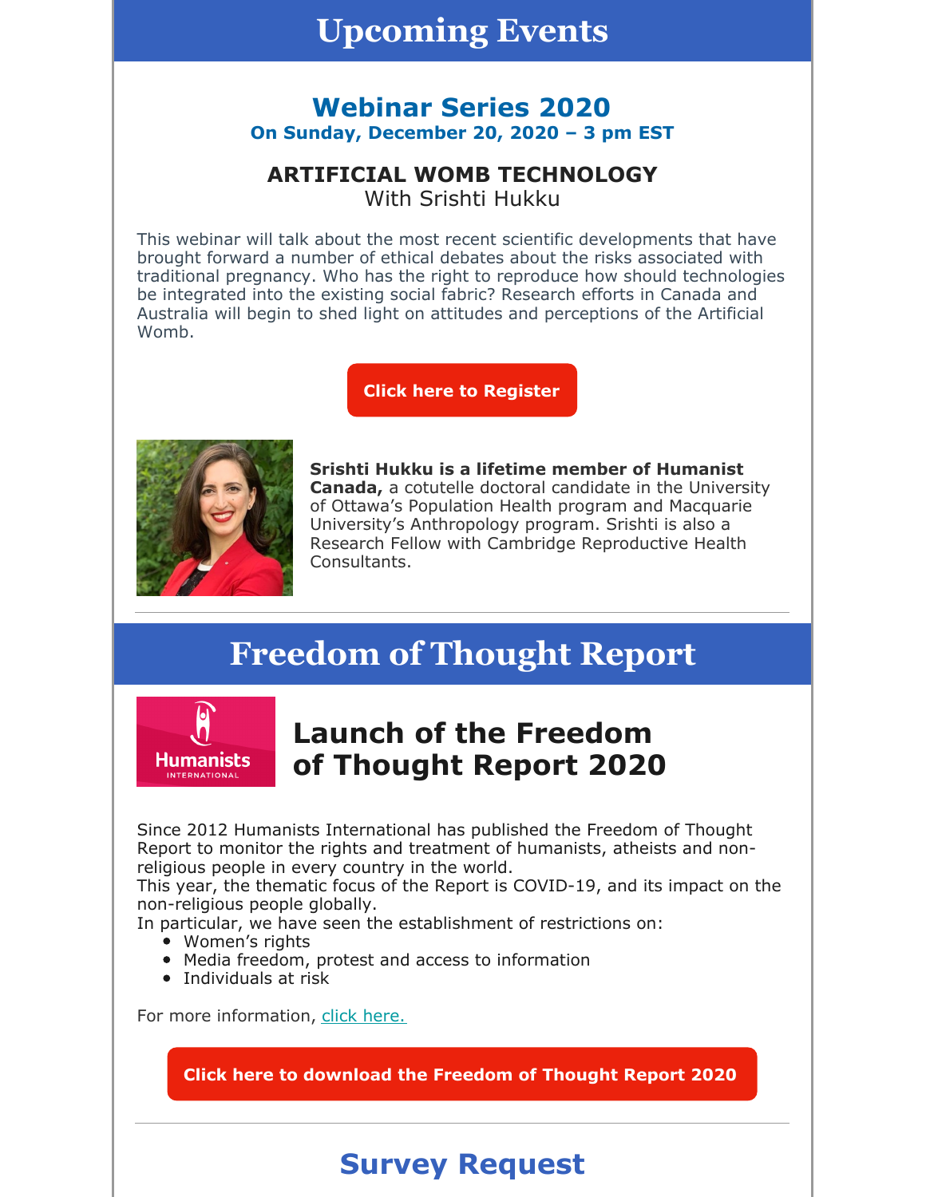# Upcoming Events

## Webinar Series 2020

**On Sunday, December 20, 2020 – 3 pm EST**

### ARTIFICIAL WOMB TECHNOLOGY

With Srishti Hukku

This webinar will talk about the most recent scientific developments that have brought forward a number of ethical debates about the risks associated with traditional pregnancy. Who has the right to reproduce how should technologies be integrated into the existing social fabric? Research efforts in Canada and Australia will begin to shed light on attitudes and perceptions of the Artificial Womb.

**Click here to Register**

**Srishti Hukku is a lifetime member of Humanist Canada,** a cotutelle doctoral candidate in the University of Ottawa's Population Health program and Macquarie University's Anthropology program. Srishti is also a Research Fellow with Cambridge Reproductive Health Consultants.

---

# Freedom of Thought Report

## Launch of the Freedom of Thought Report 2020

Since 2012 Humanists International has published the Freedom of Thought Report to monitor the rights and treatment of humanists, atheists and non-religious people in every country in the world.
This year, the thematic focus of the Report is COVID-19, and its impact on the non-religious people globally.
In particular, we have seen the establishment of restrictions on:

- Women's rights
- Media freedom, protest and access to information
- Individuals at risk

For more information, click here.

**Click here to download the Freedom of Thought Report 2020**

---

# Survey Request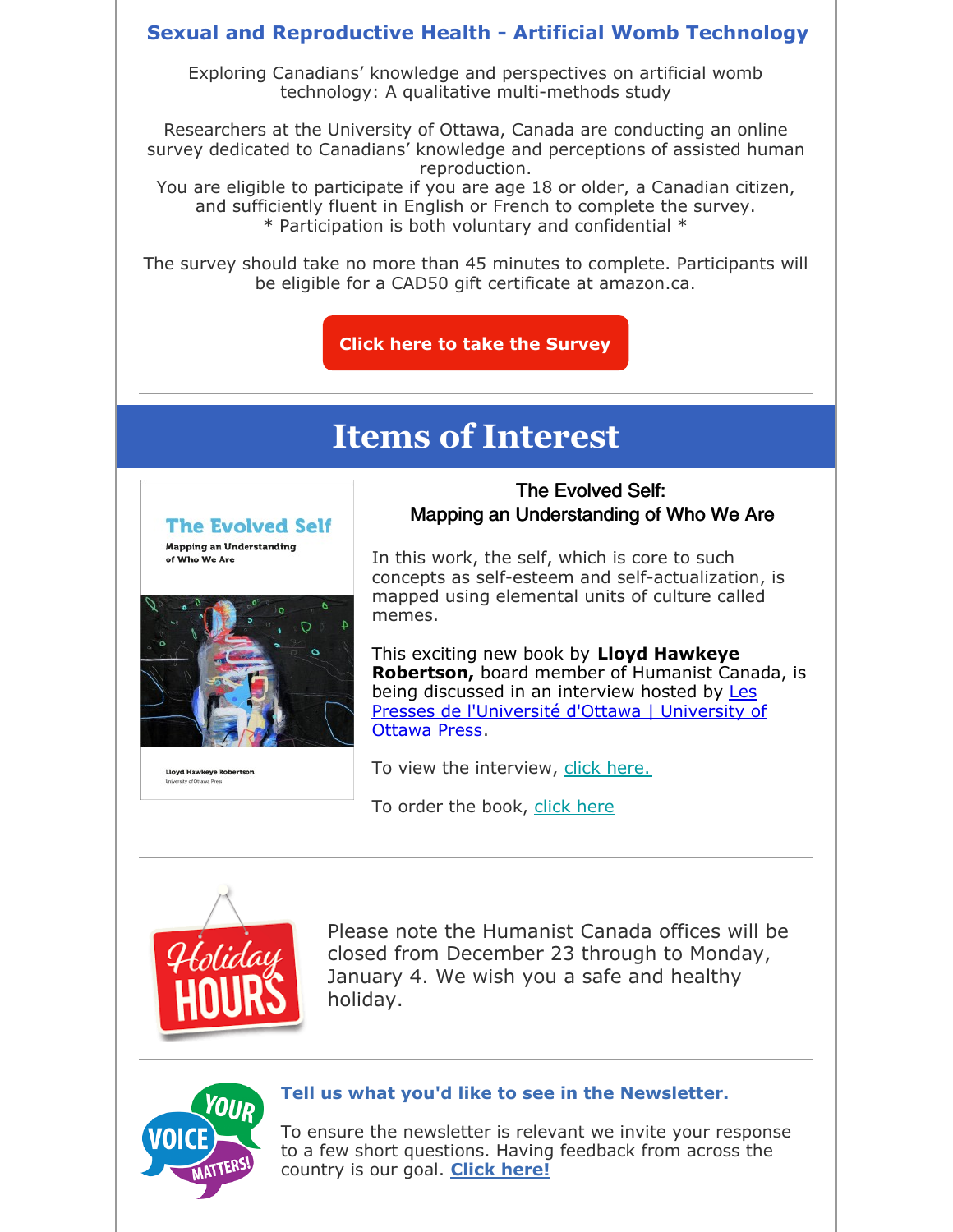## Sexual and Reproductive Health - Artificial Womb Technology

Exploring Canadians' knowledge and perspectives on artificial womb technology: A qualitative multi-methods study

Researchers at the University of Ottawa, Canada are conducting an online survey dedicated to Canadians' knowledge and perceptions of assisted human reproduction.
You are eligible to participate if you are age 18 or older, a Canadian citizen, and sufficiently fluent in English or French to complete the survey.
* Participation is both voluntary and confidential *

The survey should take no more than 45 minutes to complete. Participants will be eligible for a CAD50 gift certificate at amazon.ca.

**Click here to take the Survey**

---

# Items of Interest

### The Evolved Self: Mapping an Understanding of Who We Are

In this work, the self, which is core to such concepts as self-esteem and self-actualization, is mapped using elemental units of culture called memes.

This exciting new book by **Lloyd Hawkeye Robertson,** board member of Humanist Canada, is being discussed in an interview hosted by Les Presses de l'Université d'Ottawa | University of Ottawa Press.

To view the interview, click here.

To order the book, click here

---

Please note the Humanist Canada offices will be closed from December 23 through to Monday, January 4. We wish you a safe and healthy holiday.

---

### Tell us what you'd like to see in the Newsletter.

To ensure the newsletter is relevant we invite your response to a few short questions. Having feedback from across the country is our goal. **Click here!**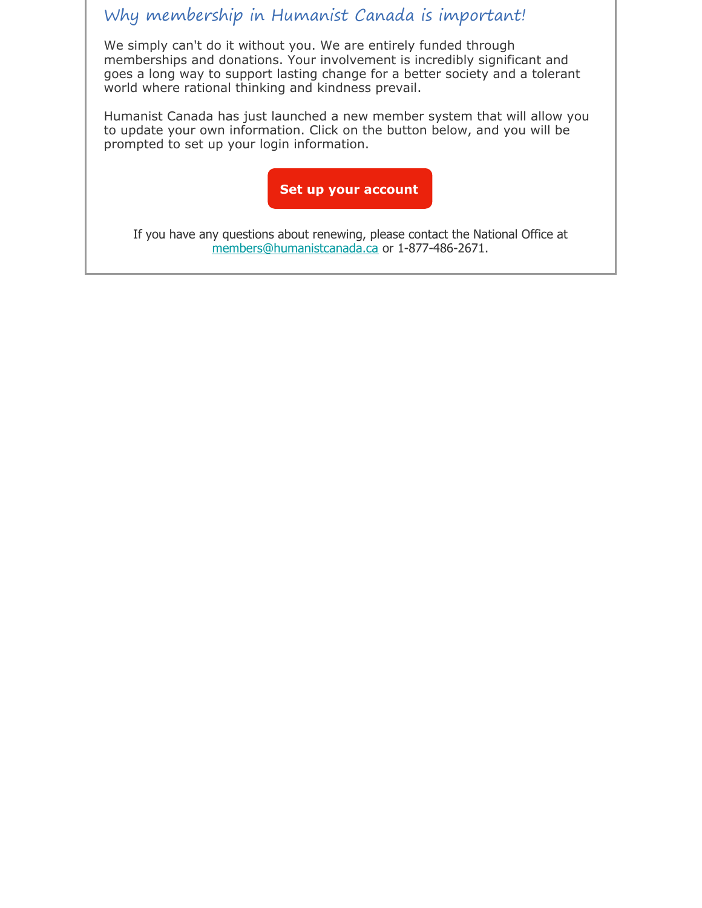## Why membership in Humanist Canada is important!

We simply can't do it without you. We are entirely funded through memberships and donations. Your involvement is incredibly significant and goes a long way to support lasting change for a better society and a tolerant world where rational thinking and kindness prevail.

Humanist Canada has just launched a new member system that will allow you to update your own information. Click on the button below, and you will be prompted to set up your login information.

**Set up your account**

If you have any questions about renewing, please contact the National Office at members@humanistcanada.ca or 1-877-486-2671.